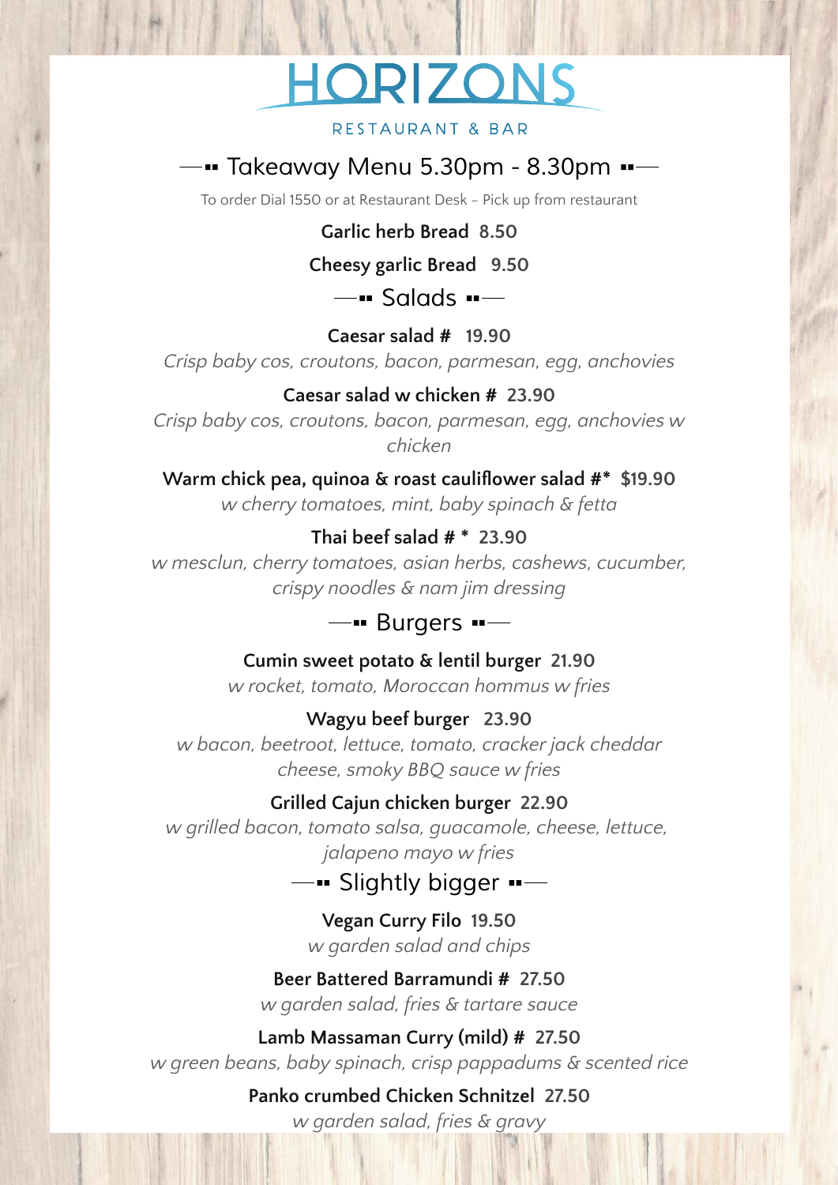# HORIZONS

RESTAURANT & BAR

## Takeaway Menu 5.30pm - 8.30pm

To order Dial 1550 or at Restaurant Desk – Pick up from restaurant

**Garlic herb Bread 8.50**

**Cheesy garlic Bread 9.50**

## Salads

**Caesar salad # 19.90**

*Crisp baby cos, croutons, bacon, parmesan, egg, anchovies*

**Caesar salad w chicken # 23.90**

*Crisp baby cos, croutons, bacon, parmesan, egg, anchovies w chicken*

**Warm chick pea, quinoa & roast cauliflower salad #* $19.90**

*w cherry tomatoes, mint, baby spinach & fetta*

**Thai beef salad # * 23.90**

*w mesclun, cherry tomatoes, asian herbs, cashews, cucumber, crispy noodles & nam jim dressing*

## Burgers

**Cumin sweet potato & lentil burger 21.90**

*w rocket, tomato, Moroccan hommus w fries*

**Wagyu beef burger 23.90**

*w bacon, beetroot, lettuce, tomato, cracker jack cheddar cheese, smoky BBQ sauce w fries*

**Grilled Cajun chicken burger 22.90**

*w grilled bacon, tomato salsa, guacamole, cheese, lettuce, jalapeno mayo w fries*

## Slightly bigger

**Vegan Curry Filo 19.50**

*w garden salad and chips*

**Beer Battered Barramundi # 27.50**

*w garden salad, fries & tartare sauce*

**Lamb Massaman Curry (mild) # 27.50**

*w green beans, baby spinach, crisp pappadums & scented rice*

**Panko crumbed Chicken Schnitzel 27.50**

*w garden salad, fries & gravy*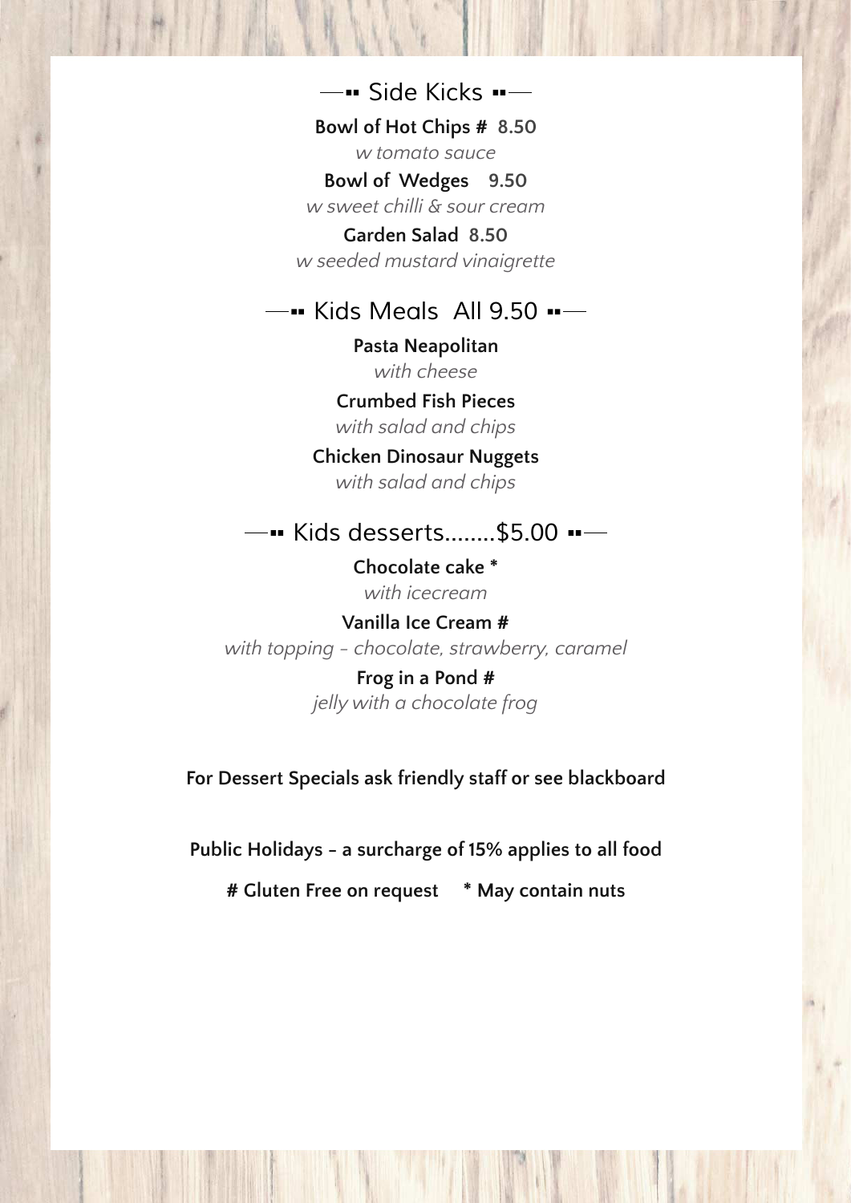## Side Kicks

**Bowl of Hot Chips # 8.50**
*w tomato sauce*

**Bowl of Wedges 9.50**
*w sweet chilli & sour cream*

**Garden Salad 8.50**
*w seeded mustard vinaigrette*

## Kids Meals All 9.50

**Pasta Neapolitan**
*with cheese*

**Crumbed Fish Pieces**
*with salad and chips*

**Chicken Dinosaur Nuggets**
*with salad and chips*

## Kids desserts........$5.00

**Chocolate cake ***
*with icecream*

**Vanilla Ice Cream #**
*with topping - chocolate, strawberry, caramel*

**Frog in a Pond #**
*jelly with a chocolate frog*

**For Dessert Specials ask friendly staff or see blackboard**

**Public Holidays - a surcharge of 15% applies to all food**

**# Gluten Free on request * May contain nuts**